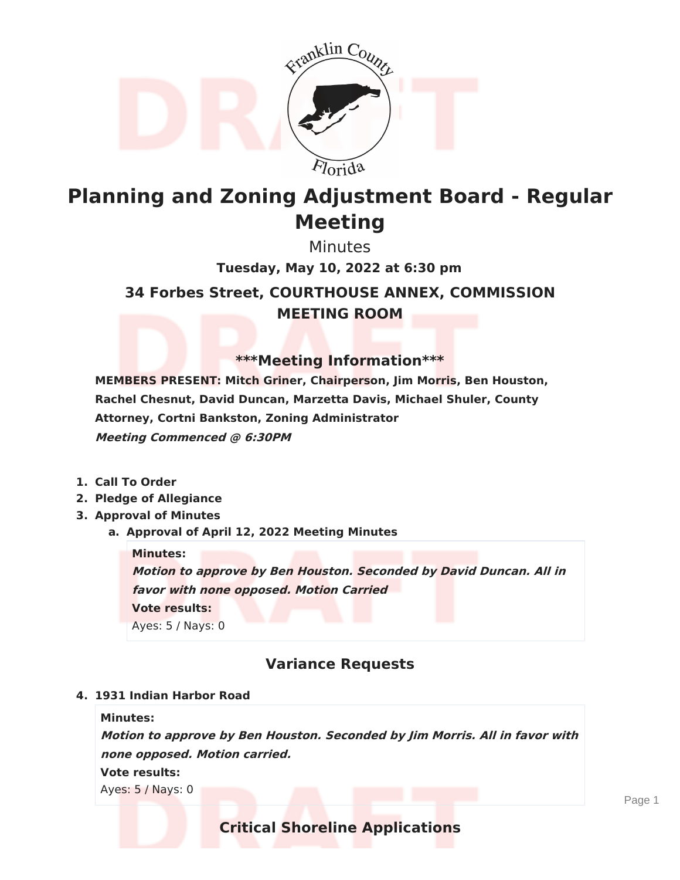# Planning and Zoning Adjustment Board - Regular Meeting

Minutes

**Tuesday, May 10, 2022 at 6:30 pm**

## 34 Forbes Street, COURTHOUSE ANNEX, COMMISSION MEETING ROOM

## ***Meeting Information***

**MEMBERS PRESENT: Mitch Griner, Chairperson, Jim Morris, Ben Houston, Rachel Chesnut, David Duncan, Marzetta Davis, Michael Shuler, County Attorney, Cortni Bankston, Zoning Administrator**

***Meeting Commenced @ 6:30PM***

1. **Call To Order**
2. **Pledge of Allegiance**
3. **Approval of Minutes**
   a. **Approval of April 12, 2022 Meeting Minutes**

   **Minutes:**
   ***Motion to approve by Ben Houston. Seconded by David Duncan. All in favor with none opposed. Motion Carried***
   **Vote results:**
   Ayes: 5 / Nays: 0

## Variance Requests

4. **1931 Indian Harbor Road**

   **Minutes:**
   ***Motion to approve by Ben Houston. Seconded by Jim Morris. All in favor with none opposed. Motion carried.***
   **Vote results:**
   Ayes: 5 / Nays: 0

## Critical Shoreline Applications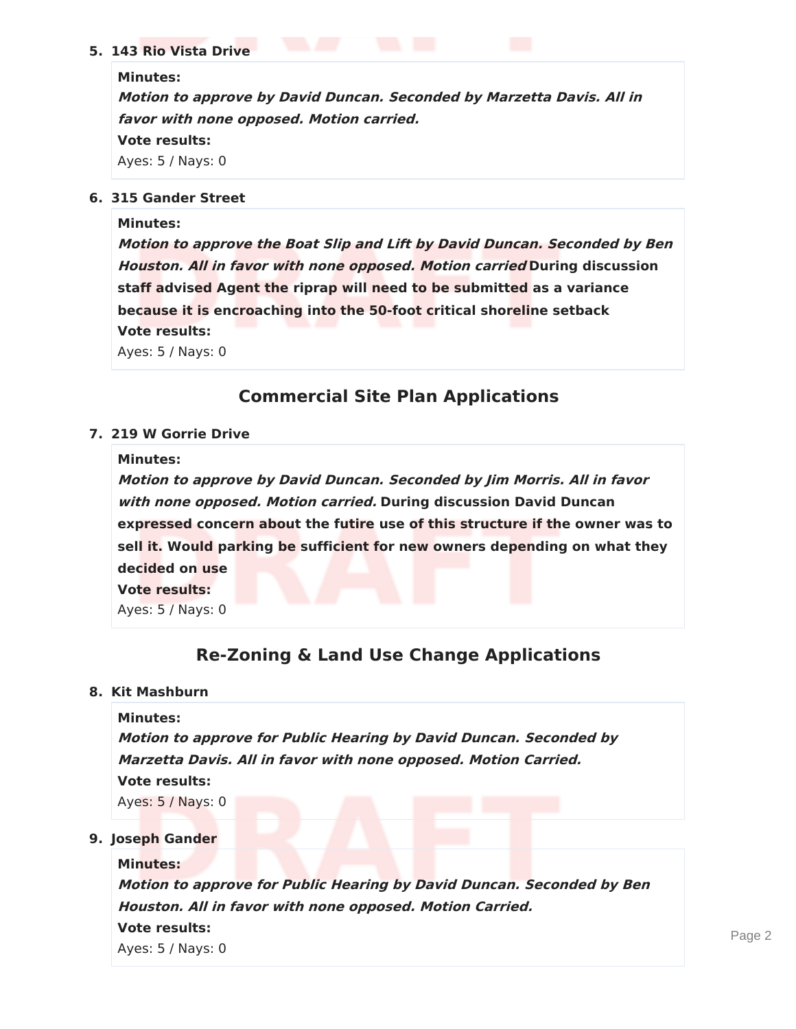5. **143 Rio Vista Drive**

**Minutes:**
***Motion to approve by David Duncan. Seconded by Marzetta Davis. All in favor with none opposed. Motion carried.***
**Vote results:**
Ayes: 5 / Nays: 0

6. **315 Gander Street**

**Minutes:**
***Motion to approve the Boat Slip and Lift by David Duncan. Seconded by Ben Houston. All in favor with none opposed. Motion carried*** **During discussion staff advised Agent the riprap will need to be submitted as a variance because it is encroaching into the 50-foot critical shoreline setback**
**Vote results:**
Ayes: 5 / Nays: 0

## Commercial Site Plan Applications

7. **219 W Gorrie Drive**

**Minutes:**
***Motion to approve by David Duncan. Seconded by Jim Morris. All in favor with none opposed. Motion carried.*** **During discussion David Duncan expressed concern about the futire use of this structure if the owner was to sell it. Would parking be sufficient for new owners depending on what they decided on use**
**Vote results:**
Ayes: 5 / Nays: 0

## Re-Zoning & Land Use Change Applications

8. **Kit Mashburn**

**Minutes:**
***Motion to approve for Public Hearing by David Duncan. Seconded by Marzetta Davis. All in favor with none opposed. Motion Carried.***
**Vote results:**
Ayes: 5 / Nays: 0

9. **Joseph Gander**

**Minutes:**
***Motion to approve for Public Hearing by David Duncan. Seconded by Ben Houston. All in favor with none opposed. Motion Carried.***
**Vote results:**
Ayes: 5 / Nays: 0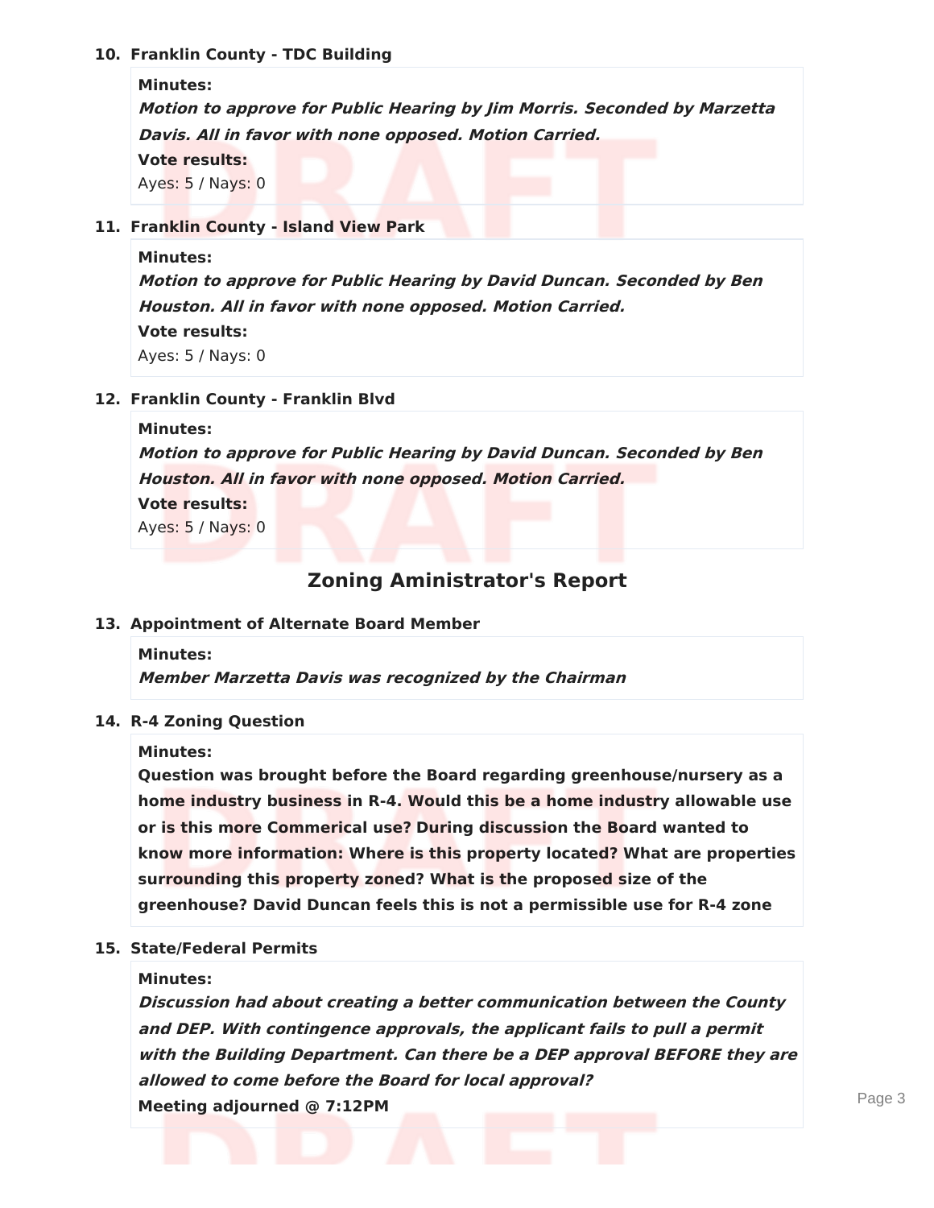10. **Franklin County - TDC Building**

**Minutes:**

***Motion to approve for Public Hearing by Jim Morris. Seconded by Marzetta Davis. All in favor with none opposed. Motion Carried.***

**Vote results:**

Ayes: 5 / Nays: 0

11. **Franklin County - Island View Park**

**Minutes:**

***Motion to approve for Public Hearing by David Duncan. Seconded by Ben Houston. All in favor with none opposed. Motion Carried.***

**Vote results:**

Ayes: 5 / Nays: 0

12. **Franklin County - Franklin Blvd**

**Minutes:**

***Motion to approve for Public Hearing by David Duncan. Seconded by Ben Houston. All in favor with none opposed. Motion Carried.***

**Vote results:**

Ayes: 5 / Nays: 0

## Zoning Aministrator's Report

13. **Appointment of Alternate Board Member**

**Minutes:**

***Member Marzetta Davis was recognized by the Chairman***

14. **R-4 Zoning Question**

**Minutes:**

**Question was brought before the Board regarding greenhouse/nursery as a home industry business in R-4. Would this be a home industry allowable use or is this more Commerical use? During discussion the Board wanted to know more information: Where is this property located? What are properties surrounding this property zoned? What is the proposed size of the greenhouse? David Duncan feels this is not a permissible use for R-4 zone**

15. **State/Federal Permits**

**Minutes:**

***Discussion had about creating a better communication between the County and DEP. With contingence approvals, the applicant fails to pull a permit with the Building Department. Can there be a DEP approval BEFORE they are allowed to come before the Board for local approval?***

**Meeting adjourned @ 7:12PM**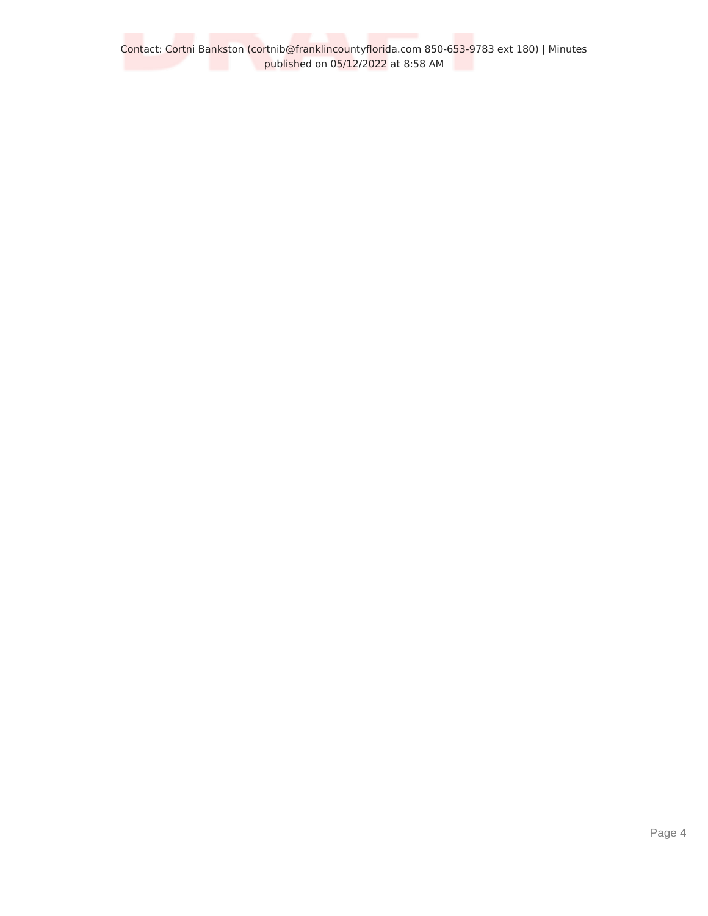Contact: Cortni Bankston (cortnib@franklincountyflorida.com 850-653-9783 ext 180) | Minutes published on 05/12/2022 at 8:58 AM